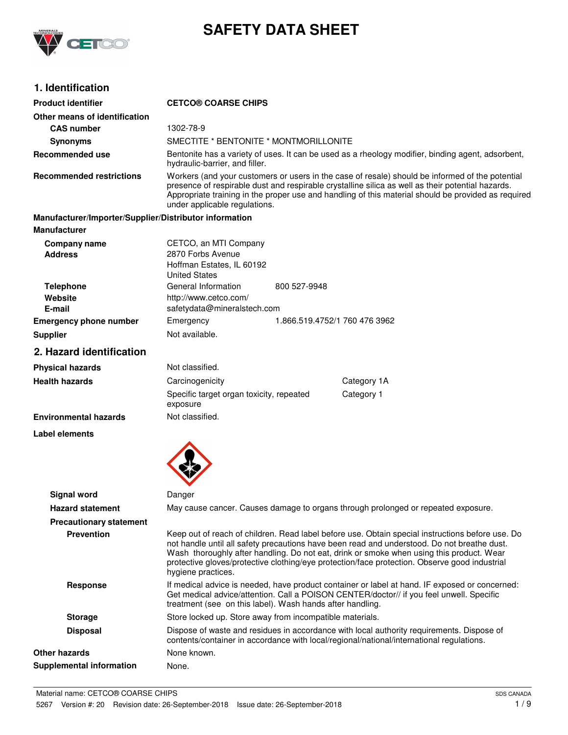# SAFETY DATA SHEET

## 1. Identification

| | |
|---|---|
| **Product identifier** | **CETCO® COARSE CHIPS** |
| **Other means of identification** | |
| **CAS number** | 1302-78-9 |
| **Synonyms** | SMECTITE * BENTONITE * MONTMORILLONITE |
| **Recommended use** | Bentonite has a variety of uses. It can be used as a rheology modifier, binding agent, adsorbent, hydraulic-barrier, and filler. |
| **Recommended restrictions** | Workers (and your customers or users in the case of resale) should be informed of the potential presence of respirable dust and respirable crystalline silica as well as their potential hazards. Appropriate training in the proper use and handling of this material should be provided as required under applicable regulations. |

**Manufacturer/Importer/Supplier/Distributor information**

**Manufacturer**

| | | |
|---|---|---|
| **Company name** | CETCO, an MTI Company | |
| **Address** | 2870 Forbs Avenue<br>Hoffman Estates, IL 60192<br>United States | |
| **Telephone** | General Information | 800 527-9948 |
| **Website** | http://www.cetco.com/ | |
| **E-mail** | safetydata@mineralstech.com | |
| **Emergency phone number** | Emergency | 1.866.519.4752/1 760 476 3962 |
| **Supplier** | Not available. | |

## 2. Hazard identification

| | | |
|---|---|---|
| **Physical hazards** | Not classified. | |
| **Health hazards** | Carcinogenicity | Category 1A |
| | Specific target organ toxicity, repeated exposure | Category 1 |
| **Environmental hazards** | Not classified. | |

**Label elements**

| | |
|---|---|
| **Signal word** | Danger |
| **Hazard statement** | May cause cancer. Causes damage to organs through prolonged or repeated exposure. |
| **Precautionary statement** | |
| **Prevention** | Keep out of reach of children. Read label before use. Obtain special instructions before use. Do not handle until all safety precautions have been read and understood. Do not breathe dust. Wash thoroughly after handling. Do not eat, drink or smoke when using this product. Wear protective gloves/protective clothing/eye protection/face protection. Observe good industrial hygiene practices. |
| **Response** | If medical advice is needed, have product container or label at hand. IF exposed or concerned: Get medical advice/attention. Call a POISON CENTER/doctor// if you feel unwell. Specific treatment (see on this label). Wash hands after handling. |
| **Storage** | Store locked up. Store away from incompatible materials. |
| **Disposal** | Dispose of waste and residues in accordance with local authority requirements. Dispose of contents/container in accordance with local/regional/national/international regulations. |
| **Other hazards** | None known. |
| **Supplemental information** | None. |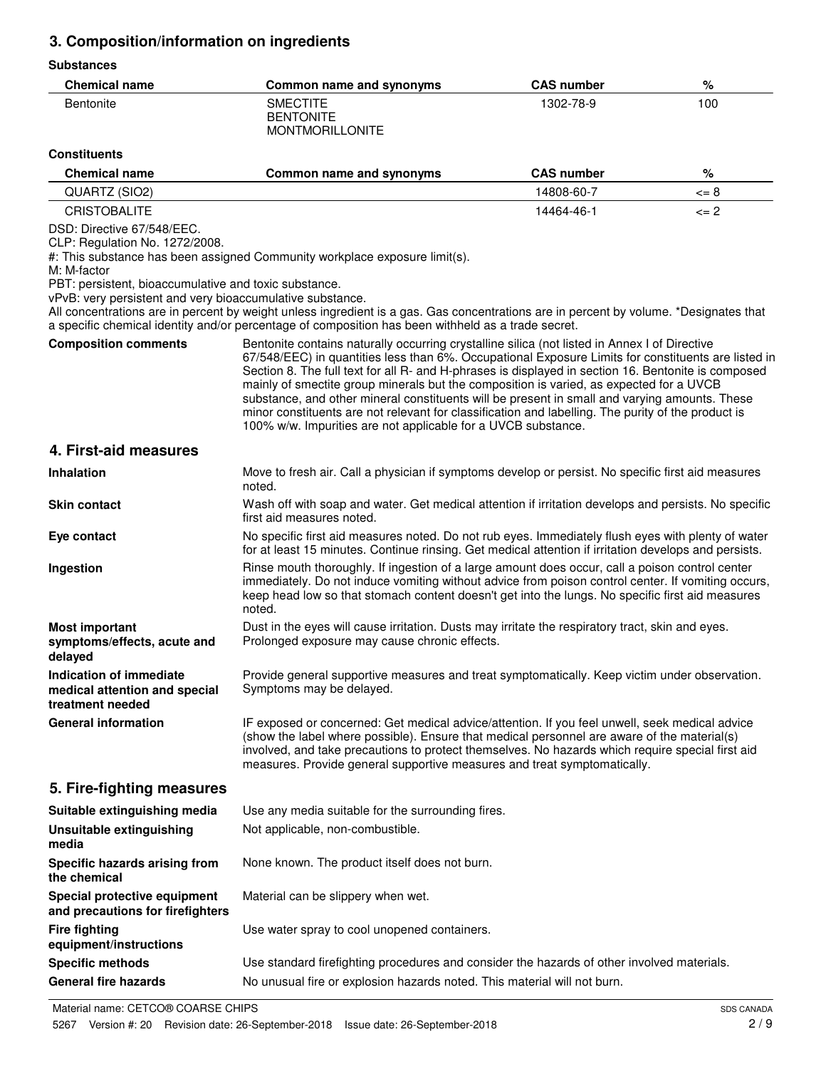## 3. Composition/information on ingredients

**Substances**

| Chemical name | Common name and synonyms | CAS number | % |
|---|---|---|---|
| Bentonite | SMECTITE<br>BENTONITE<br>MONTMORILLONITE | 1302-78-9 | 100 |

**Constituents**

| Chemical name | Common name and synonyms | CAS number | % |
|---|---|---|---|
| QUARTZ (SIO2) | | 14808-60-7 | <= 8 |
| CRISTOBALITE | | 14464-46-1 | <= 2 |

DSD: Directive 67/548/EEC.
CLP: Regulation No. 1272/2008.
#: This substance has been assigned Community workplace exposure limit(s).
M: M-factor
PBT: persistent, bioaccumulative and toxic substance.
vPvB: very persistent and very bioaccumulative substance.
All concentrations are in percent by weight unless ingredient is a gas. Gas concentrations are in percent by volume. *Designates that a specific chemical identity and/or percentage of composition has been withheld as a trade secret.

**Composition comments**
Bentonite contains naturally occurring crystalline silica (not listed in Annex I of Directive 67/548/EEC) in quantities less than 6%. Occupational Exposure Limits for constituents are listed in Section 8. The full text for all R- and H-phrases is displayed in section 16. Bentonite is composed mainly of smectite group minerals but the composition is varied, as expected for a UVCB substance, and other mineral constituents will be present in small and varying amounts. These minor constituents are not relevant for classification and labelling. The purity of the product is 100% w/w. Impurities are not applicable for a UVCB substance.

## 4. First-aid measures

**Inhalation**
Move to fresh air. Call a physician if symptoms develop or persist. No specific first aid measures noted.

**Skin contact**
Wash off with soap and water. Get medical attention if irritation develops and persists. No specific first aid measures noted.

**Eye contact**
No specific first aid measures noted. Do not rub eyes. Immediately flush eyes with plenty of water for at least 15 minutes. Continue rinsing. Get medical attention if irritation develops and persists.

**Ingestion**
Rinse mouth thoroughly. If ingestion of a large amount does occur, call a poison control center immediately. Do not induce vomiting without advice from poison control center. If vomiting occurs, keep head low so that stomach content doesn't get into the lungs. No specific first aid measures noted.

**Most important symptoms/effects, acute and delayed**
Dust in the eyes will cause irritation. Dusts may irritate the respiratory tract, skin and eyes. Prolonged exposure may cause chronic effects.

**Indication of immediate medical attention and special treatment needed**
Provide general supportive measures and treat symptomatically. Keep victim under observation. Symptoms may be delayed.

**General information**
IF exposed or concerned: Get medical advice/attention. If you feel unwell, seek medical advice (show the label where possible). Ensure that medical personnel are aware of the material(s) involved, and take precautions to protect themselves. No hazards which require special first aid measures. Provide general supportive measures and treat symptomatically.

## 5. Fire-fighting measures

**Suitable extinguishing media**
Use any media suitable for the surrounding fires.

**Unsuitable extinguishing media**
Not applicable, non-combustible.

**Specific hazards arising from the chemical**
None known. The product itself does not burn.

**Special protective equipment and precautions for firefighters**
Material can be slippery when wet.

**Fire fighting equipment/instructions**
Use water spray to cool unopened containers.

**Specific methods**
Use standard firefighting procedures and consider the hazards of other involved materials.

**General fire hazards**
No unusual fire or explosion hazards noted. This material will not burn.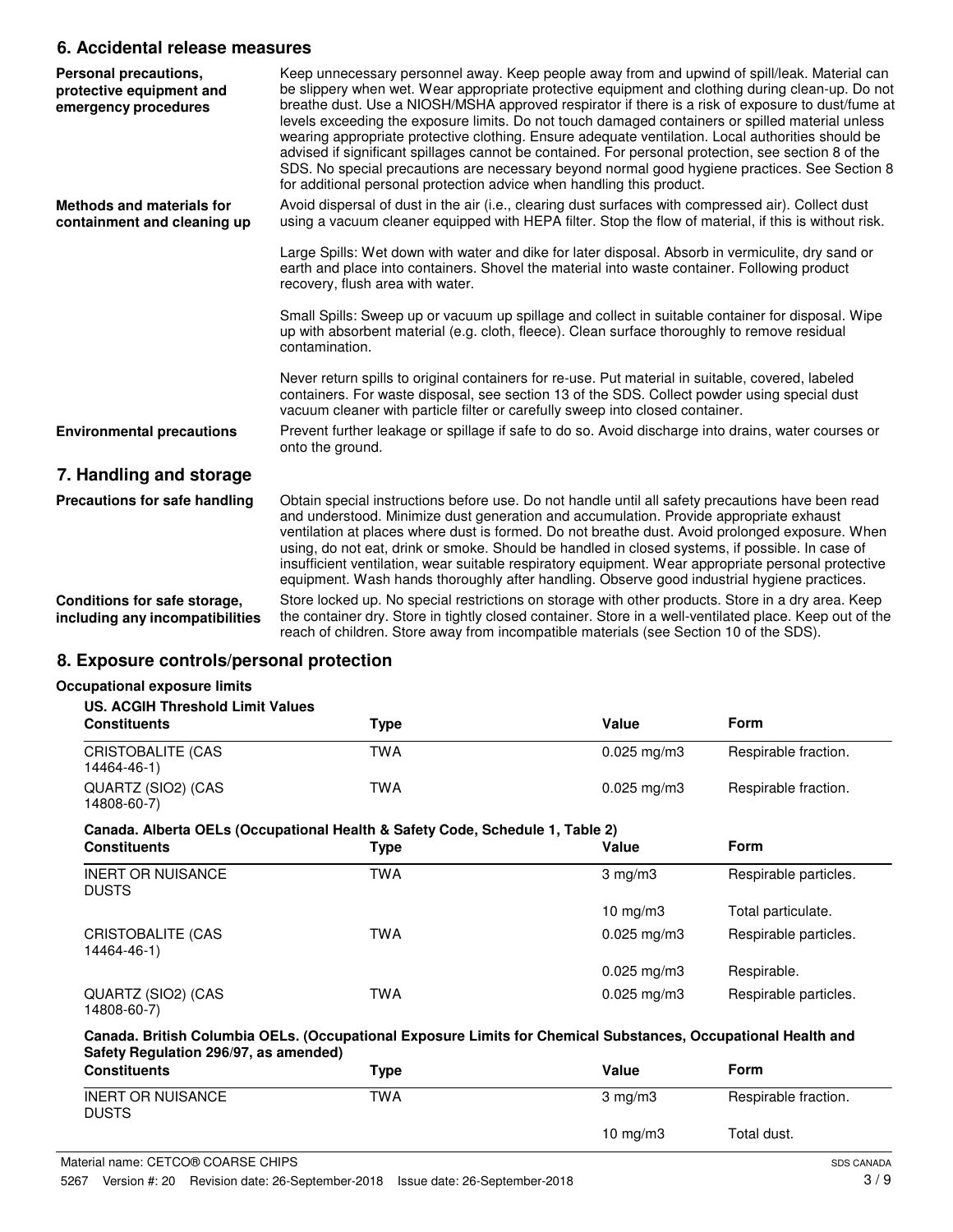## 6. Accidental release measures

**Personal precautions, protective equipment and emergency procedures**

Keep unnecessary personnel away. Keep people away from and upwind of spill/leak. Material can be slippery when wet. Wear appropriate protective equipment and clothing during clean-up. Do not breathe dust. Use a NIOSH/MSHA approved respirator if there is a risk of exposure to dust/fume at levels exceeding the exposure limits. Do not touch damaged containers or spilled material unless wearing appropriate protective clothing. Ensure adequate ventilation. Local authorities should be advised if significant spillages cannot be contained. For personal protection, see section 8 of the SDS. No special precautions are necessary beyond normal good hygiene practices. See Section 8 for additional personal protection advice when handling this product.

**Methods and materials for containment and cleaning up**

Avoid dispersal of dust in the air (i.e., clearing dust surfaces with compressed air). Collect dust using a vacuum cleaner equipped with HEPA filter. Stop the flow of material, if this is without risk.

Large Spills: Wet down with water and dike for later disposal. Absorb in vermiculite, dry sand or earth and place into containers. Shovel the material into waste container. Following product recovery, flush area with water.

Small Spills: Sweep up or vacuum up spillage and collect in suitable container for disposal. Wipe up with absorbent material (e.g. cloth, fleece). Clean surface thoroughly to remove residual contamination.

Never return spills to original containers for re-use. Put material in suitable, covered, labeled containers. For waste disposal, see section 13 of the SDS. Collect powder using special dust vacuum cleaner with particle filter or carefully sweep into closed container.

**Environmental precautions**

Prevent further leakage or spillage if safe to do so. Avoid discharge into drains, water courses or onto the ground.

## 7. Handling and storage

**Precautions for safe handling**

Obtain special instructions before use. Do not handle until all safety precautions have been read and understood. Minimize dust generation and accumulation. Provide appropriate exhaust ventilation at places where dust is formed. Do not breathe dust. Avoid prolonged exposure. When using, do not eat, drink or smoke. Should be handled in closed systems, if possible. In case of insufficient ventilation, wear suitable respiratory equipment. Wear appropriate personal protective equipment. Wash hands thoroughly after handling. Observe good industrial hygiene practices.

**Conditions for safe storage, including any incompatibilities**

Store locked up. No special restrictions on storage with other products. Store in a dry area. Keep the container dry. Store in tightly closed container. Store in a well-ventilated place. Keep out of the reach of children. Store away from incompatible materials (see Section 10 of the SDS).

## 8. Exposure controls/personal protection

**Occupational exposure limits**

**US. ACGIH Threshold Limit Values**

| Constituents | Type | Value | Form |
|---|---|---|---|
| CRISTOBALITE (CAS 14464-46-1) | TWA | 0.025 mg/m3 | Respirable fraction. |
| QUARTZ (SIO2) (CAS 14808-60-7) | TWA | 0.025 mg/m3 | Respirable fraction. |

**Canada. Alberta OELs (Occupational Health & Safety Code, Schedule 1, Table 2)**

| Constituents | Type | Value | Form |
|---|---|---|---|
| INERT OR NUISANCE DUSTS | TWA | 3 mg/m3 | Respirable particles. |
| | | 10 mg/m3 | Total particulate. |
| CRISTOBALITE (CAS 14464-46-1) | TWA | 0.025 mg/m3 | Respirable particles. |
| | | 0.025 mg/m3 | Respirable. |
| QUARTZ (SIO2) (CAS 14808-60-7) | TWA | 0.025 mg/m3 | Respirable particles. |

**Canada. British Columbia OELs. (Occupational Exposure Limits for Chemical Substances, Occupational Health and Safety Regulation 296/97, as amended)**

| Constituents | Type | Value | Form |
|---|---|---|---|
| INERT OR NUISANCE DUSTS | TWA | 3 mg/m3 | Respirable fraction. |
| | | 10 mg/m3 | Total dust. |

Material name: CETCO® COARSE CHIPS

5267 Version #: 20 Revision date: 26-September-2018 Issue date: 26-September-2018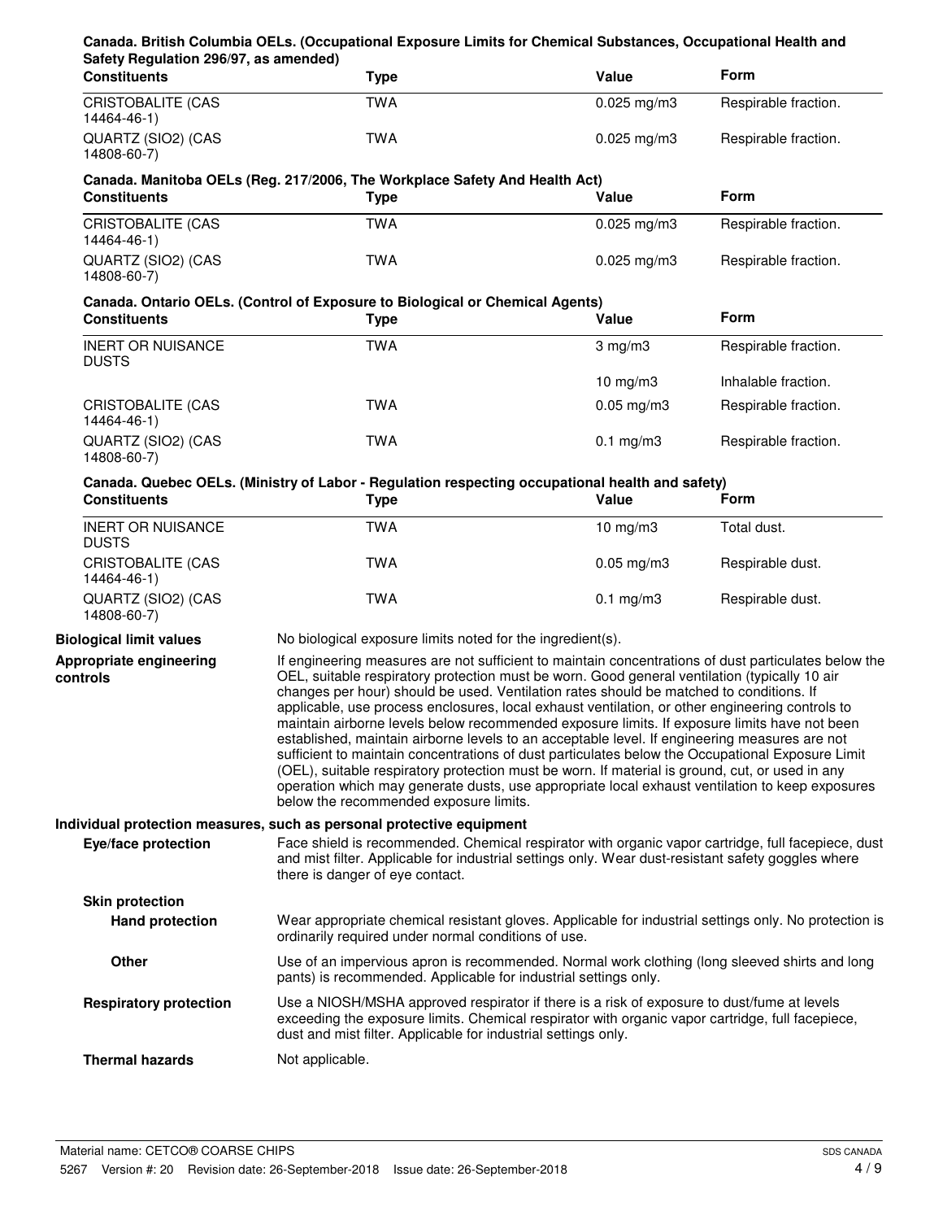**Canada. British Columbia OELs. (Occupational Exposure Limits for Chemical Substances, Occupational Health and Safety Regulation 296/97, as amended)**

| Constituents | Type | Value | Form |
|---|---|---|---|
| CRISTOBALITE (CAS 14464-46-1) | TWA | 0.025 mg/m3 | Respirable fraction. |
| QUARTZ (SIO2) (CAS 14808-60-7) | TWA | 0.025 mg/m3 | Respirable fraction. |

**Canada. Manitoba OELs (Reg. 217/2006, The Workplace Safety And Health Act)**

| Constituents | Type | Value | Form |
|---|---|---|---|
| CRISTOBALITE (CAS 14464-46-1) | TWA | 0.025 mg/m3 | Respirable fraction. |
| QUARTZ (SIO2) (CAS 14808-60-7) | TWA | 0.025 mg/m3 | Respirable fraction. |

**Canada. Ontario OELs. (Control of Exposure to Biological or Chemical Agents)**

| Constituents | Type | Value | Form |
|---|---|---|---|
| INERT OR NUISANCE DUSTS | TWA | 3 mg/m3 | Respirable fraction. |
| | | 10 mg/m3 | Inhalable fraction. |
| CRISTOBALITE (CAS 14464-46-1) | TWA | 0.05 mg/m3 | Respirable fraction. |
| QUARTZ (SIO2) (CAS 14808-60-7) | TWA | 0.1 mg/m3 | Respirable fraction. |

**Canada. Quebec OELs. (Ministry of Labor - Regulation respecting occupational health and safety)**

| Constituents | Type | Value | Form |
|---|---|---|---|
| INERT OR NUISANCE DUSTS | TWA | 10 mg/m3 | Total dust. |
| CRISTOBALITE (CAS 14464-46-1) | TWA | 0.05 mg/m3 | Respirable dust. |
| QUARTZ (SIO2) (CAS 14808-60-7) | TWA | 0.1 mg/m3 | Respirable dust. |

**Biological limit values**

No biological exposure limits noted for the ingredient(s).

**Appropriate engineering controls**

If engineering measures are not sufficient to maintain concentrations of dust particulates below the OEL, suitable respiratory protection must be worn. Good general ventilation (typically 10 air changes per hour) should be used. Ventilation rates should be matched to conditions. If applicable, use process enclosures, local exhaust ventilation, or other engineering controls to maintain airborne levels below recommended exposure limits. If exposure limits have not been established, maintain airborne levels to an acceptable level. If engineering measures are not sufficient to maintain concentrations of dust particulates below the Occupational Exposure Limit (OEL), suitable respiratory protection must be worn. If material is ground, cut, or used in any operation which may generate dusts, use appropriate local exhaust ventilation to keep exposures below the recommended exposure limits.

**Individual protection measures, such as personal protective equipment**

**Eye/face protection**

Face shield is recommended. Chemical respirator with organic vapor cartridge, full facepiece, dust and mist filter. Applicable for industrial settings only. Wear dust-resistant safety goggles where there is danger of eye contact.

**Skin protection**

**Hand protection**

Wear appropriate chemical resistant gloves. Applicable for industrial settings only. No protection is ordinarily required under normal conditions of use.

**Other**

Use of an impervious apron is recommended. Normal work clothing (long sleeved shirts and long pants) is recommended. Applicable for industrial settings only.

**Respiratory protection**

Use a NIOSH/MSHA approved respirator if there is a risk of exposure to dust/fume at levels exceeding the exposure limits. Chemical respirator with organic vapor cartridge, full facepiece, dust and mist filter. Applicable for industrial settings only.

**Thermal hazards**

Not applicable.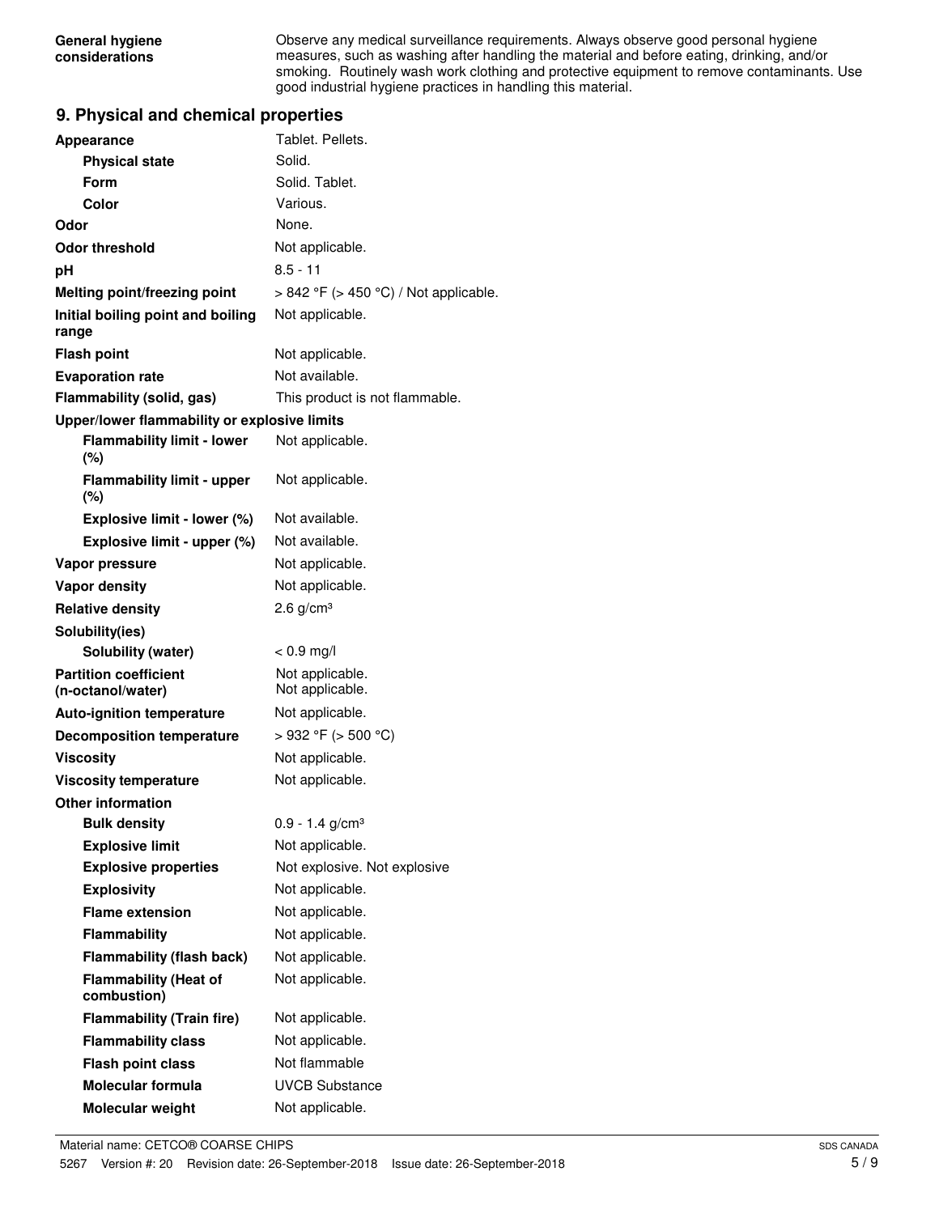| | |
|---|---|
| **General hygiene considerations** | Observe any medical surveillance requirements. Always observe good personal hygiene measures, such as washing after handling the material and before eating, drinking, and/or smoking. Routinely wash work clothing and protective equipment to remove contaminants. Use good industrial hygiene practices in handling this material. |

## 9. Physical and chemical properties

| | |
|---|---|
| **Appearance** | Tablet. Pellets. |
| **Physical state** | Solid. |
| **Form** | Solid. Tablet. |
| **Color** | Various. |
| **Odor** | None. |
| **Odor threshold** | Not applicable. |
| **pH** | 8.5 - 11 |
| **Melting point/freezing point** | > 842 °F (> 450 °C) / Not applicable. |
| **Initial boiling point and boiling range** | Not applicable. |
| **Flash point** | Not applicable. |
| **Evaporation rate** | Not available. |
| **Flammability (solid, gas)** | This product is not flammable. |
| **Upper/lower flammability or explosive limits** | |
| **Flammability limit - lower (%)** | Not applicable. |
| **Flammability limit - upper (%)** | Not applicable. |
| **Explosive limit - lower (%)** | Not available. |
| **Explosive limit - upper (%)** | Not available. |
| **Vapor pressure** | Not applicable. |
| **Vapor density** | Not applicable. |
| **Relative density** | 2.6 g/cm³ |
| **Solubility(ies)** | |
| **Solubility (water)** | < 0.9 mg/l |
| **Partition coefficient (n-octanol/water)** | Not applicable. Not applicable. |
| **Auto-ignition temperature** | Not applicable. |
| **Decomposition temperature** | > 932 °F (> 500 °C) |
| **Viscosity** | Not applicable. |
| **Viscosity temperature** | Not applicable. |
| **Other information** | |
| **Bulk density** | 0.9 - 1.4 g/cm³ |
| **Explosive limit** | Not applicable. |
| **Explosive properties** | Not explosive. Not explosive |
| **Explosivity** | Not applicable. |
| **Flame extension** | Not applicable. |
| **Flammability** | Not applicable. |
| **Flammability (flash back)** | Not applicable. |
| **Flammability (Heat of combustion)** | Not applicable. |
| **Flammability (Train fire)** | Not applicable. |
| **Flammability class** | Not applicable. |
| **Flash point class** | Not flammable |
| **Molecular formula** | UVCB Substance |
| **Molecular weight** | Not applicable. |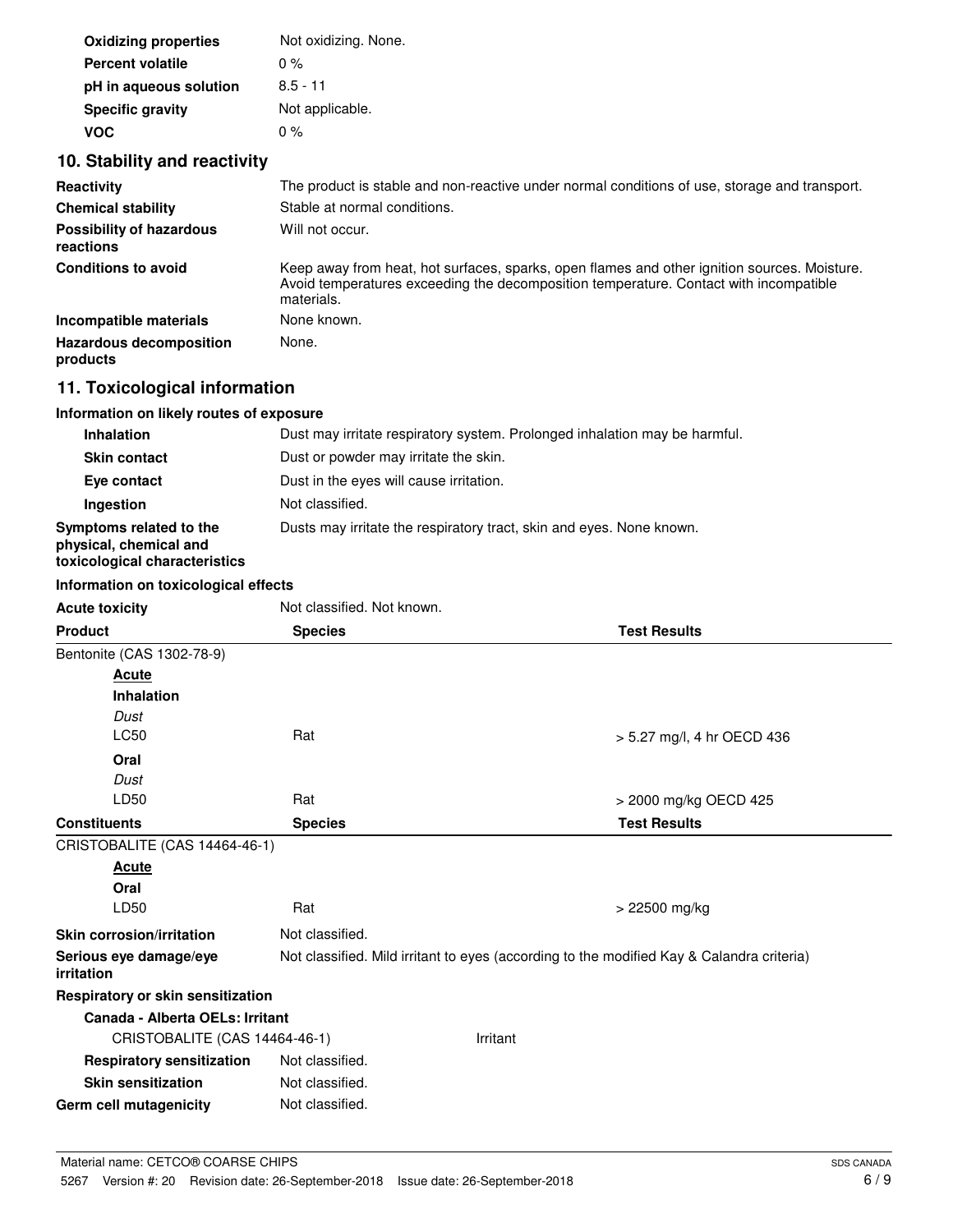| | |
|---|---|
| **Oxidizing properties** | Not oxidizing. None. |
| **Percent volatile** | 0 % |
| **pH in aqueous solution** | 8.5 - 11 |
| **Specific gravity** | Not applicable. |
| **VOC** | 0 % |

## 10. Stability and reactivity

| | |
|---|---|
| **Reactivity** | The product is stable and non-reactive under normal conditions of use, storage and transport. |
| **Chemical stability** | Stable at normal conditions. |
| **Possibility of hazardous reactions** | Will not occur. |
| **Conditions to avoid** | Keep away from heat, hot surfaces, sparks, open flames and other ignition sources. Moisture. Avoid temperatures exceeding the decomposition temperature. Contact with incompatible materials. |
| **Incompatible materials** | None known. |
| **Hazardous decomposition products** | None. |

## 11. Toxicological information

**Information on likely routes of exposure**

| | |
|---|---|
| **Inhalation** | Dust may irritate respiratory system. Prolonged inhalation may be harmful. |
| **Skin contact** | Dust or powder may irritate the skin. |
| **Eye contact** | Dust in the eyes will cause irritation. |
| **Ingestion** | Not classified. |
| **Symptoms related to the physical, chemical and toxicological characteristics** | Dusts may irritate the respiratory tract, skin and eyes. None known. |

**Information on toxicological effects**

**Acute toxicity** Not classified. Not known.

| **Product** | **Species** | **Test Results** |
|---|---|---|
| Bentonite (CAS 1302-78-9) | | |
| **Acute** | | |
| **Inhalation** | | |
| *Dust* | | |
| LC50 | Rat | > 5.27 mg/l, 4 hr OECD 436 |
| **Oral** | | |
| *Dust* | | |
| LD50 | Rat | > 2000 mg/kg OECD 425 |

| **Constituents** | **Species** | **Test Results** |
|---|---|---|
| CRISTOBALITE (CAS 14464-46-1) | | |
| **Acute** | | |
| **Oral** | | |
| LD50 | Rat | > 22500 mg/kg |

| | |
|---|---|
| **Skin corrosion/irritation** | Not classified. |
| **Serious eye damage/eye irritation** | Not classified. Mild irritant to eyes (according to the modified Kay & Calandra criteria) |

**Respiratory or skin sensitization**

**Canada - Alberta OELs: Irritant**

| | |
|---|---|
| CRISTOBALITE (CAS 14464-46-1) | Irritant |

| | |
|---|---|
| **Respiratory sensitization** | Not classified. |
| **Skin sensitization** | Not classified. |
| **Germ cell mutagenicity** | Not classified. |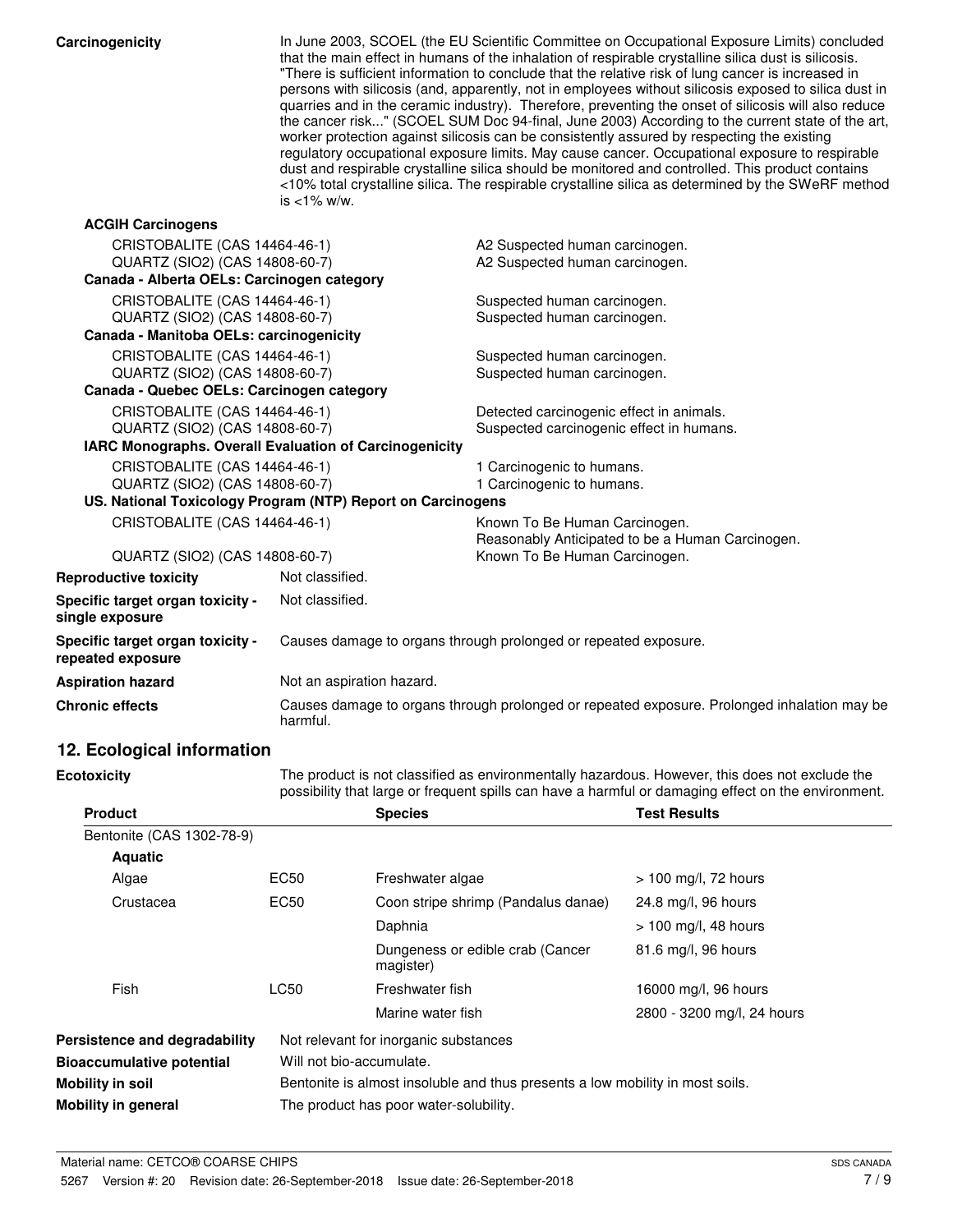**Carcinogenicity**

In June 2003, SCOEL (the EU Scientific Committee on Occupational Exposure Limits) concluded that the main effect in humans of the inhalation of respirable crystalline silica dust is silicosis. "There is sufficient information to conclude that the relative risk of lung cancer is increased in persons with silicosis (and, apparently, not in employees without silicosis exposed to silica dust in quarries and in the ceramic industry). Therefore, preventing the onset of silicosis will also reduce the cancer risk..." (SCOEL SUM Doc 94-final, June 2003) According to the current state of the art, worker protection against silicosis can be consistently assured by respecting the existing regulatory occupational exposure limits. May cause cancer. Occupational exposure to respirable dust and respirable crystalline silica should be monitored and controlled. This product contains <10% total crystalline silica. The respirable crystalline silica as determined by the SWeRF method is <1% w/w.

**ACGIH Carcinogens**

| | |
|---|---|
| CRISTOBALITE (CAS 14464-46-1) | A2 Suspected human carcinogen. |
| QUARTZ (SIO2) (CAS 14808-60-7) | A2 Suspected human carcinogen. |

**Canada - Alberta OELs: Carcinogen category**

| | |
|---|---|
| CRISTOBALITE (CAS 14464-46-1) | Suspected human carcinogen. |
| QUARTZ (SIO2) (CAS 14808-60-7) | Suspected human carcinogen. |

**Canada - Manitoba OELs: carcinogenicity**

| | |
|---|---|
| CRISTOBALITE (CAS 14464-46-1) | Suspected human carcinogen. |
| QUARTZ (SIO2) (CAS 14808-60-7) | Suspected human carcinogen. |

**Canada - Quebec OELs: Carcinogen category**

| | |
|---|---|
| CRISTOBALITE (CAS 14464-46-1) | Detected carcinogenic effect in animals. |
| QUARTZ (SIO2) (CAS 14808-60-7) | Suspected carcinogenic effect in humans. |

**IARC Monographs. Overall Evaluation of Carcinogenicity**

| | |
|---|---|
| CRISTOBALITE (CAS 14464-46-1) | 1 Carcinogenic to humans. |
| QUARTZ (SIO2) (CAS 14808-60-7) | 1 Carcinogenic to humans. |

**US. National Toxicology Program (NTP) Report on Carcinogens**

| | |
|---|---|
| CRISTOBALITE (CAS 14464-46-1) | Known To Be Human Carcinogen. Reasonably Anticipated to be a Human Carcinogen. |
| QUARTZ (SIO2) (CAS 14808-60-7) | Known To Be Human Carcinogen. |

**Reproductive toxicity** Not classified.

**Specific target organ toxicity - single exposure** Not classified.

**Specific target organ toxicity - repeated exposure** Causes damage to organs through prolonged or repeated exposure.

**Aspiration hazard** Not an aspiration hazard.

**Chronic effects** Causes damage to organs through prolonged or repeated exposure. Prolonged inhalation may be harmful.

## 12. Ecological information

**Ecotoxicity** The product is not classified as environmentally hazardous. However, this does not exclude the possibility that large or frequent spills can have a harmful or damaging effect on the environment.

| Product | | Species | Test Results |
|---|---|---|---|
| Bentonite (CAS 1302-78-9) | | | |
| **Aquatic** | | | |
| Algae | EC50 | Freshwater algae | > 100 mg/l, 72 hours |
| Crustacea | EC50 | Coon stripe shrimp (Pandalus danae) | 24.8 mg/l, 96 hours |
| | | Daphnia | > 100 mg/l, 48 hours |
| | | Dungeness or edible crab (Cancer magister) | 81.6 mg/l, 96 hours |
| Fish | LC50 | Freshwater fish | 16000 mg/l, 96 hours |
| | | Marine water fish | 2800 - 3200 mg/l, 24 hours |

**Persistence and degradability** Not relevant for inorganic substances

**Bioaccumulative potential** Will not bio-accumulate.

**Mobility in soil** Bentonite is almost insoluble and thus presents a low mobility in most soils.

**Mobility in general** The product has poor water-solubility.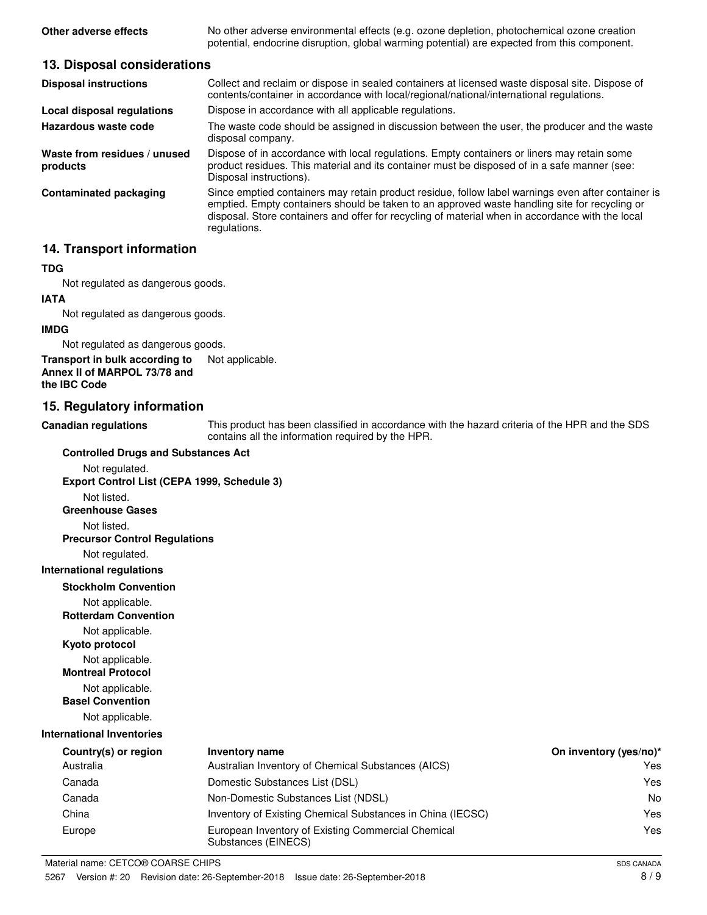**Other adverse effects** No other adverse environmental effects (e.g. ozone depletion, photochemical ozone creation potential, endocrine disruption, global warming potential) are expected from this component.

## 13. Disposal considerations

**Disposal instructions** Collect and reclaim or dispose in sealed containers at licensed waste disposal site. Dispose of contents/container in accordance with local/regional/national/international regulations.

**Local disposal regulations** Dispose in accordance with all applicable regulations.

**Hazardous waste code** The waste code should be assigned in discussion between the user, the producer and the waste disposal company.

**Waste from residues / unused products** Dispose of in accordance with local regulations. Empty containers or liners may retain some product residues. This material and its container must be disposed of in a safe manner (see: Disposal instructions).

**Contaminated packaging** Since emptied containers may retain product residue, follow label warnings even after container is emptied. Empty containers should be taken to an approved waste handling site for recycling or disposal. Store containers and offer for recycling of material when in accordance with the local regulations.

## 14. Transport information

**TDG**

Not regulated as dangerous goods.

**IATA**

Not regulated as dangerous goods.

**IMDG**

Not regulated as dangerous goods.

**Transport in bulk according to Annex II of MARPOL 73/78 and the IBC Code** Not applicable.

## 15. Regulatory information

**Canadian regulations** This product has been classified in accordance with the hazard criteria of the HPR and the SDS contains all the information required by the HPR.

**Controlled Drugs and Substances Act**

Not regulated.

**Export Control List (CEPA 1999, Schedule 3)**

Not listed.

**Greenhouse Gases**

Not listed.

**Precursor Control Regulations**

Not regulated.

**International regulations**

**Stockholm Convention**

Not applicable.

**Rotterdam Convention**

Not applicable.

**Kyoto protocol**

Not applicable.

**Montreal Protocol**

Not applicable.

**Basel Convention**

Not applicable.

**International Inventories**

| Country(s) or region | Inventory name | On inventory (yes/no)* |
|---|---|---|
| Australia | Australian Inventory of Chemical Substances (AICS) | Yes |
| Canada | Domestic Substances List (DSL) | Yes |
| Canada | Non-Domestic Substances List (NDSL) | No |
| China | Inventory of Existing Chemical Substances in China (IECSC) | Yes |
| Europe | European Inventory of Existing Commercial Chemical Substances (EINECS) | Yes |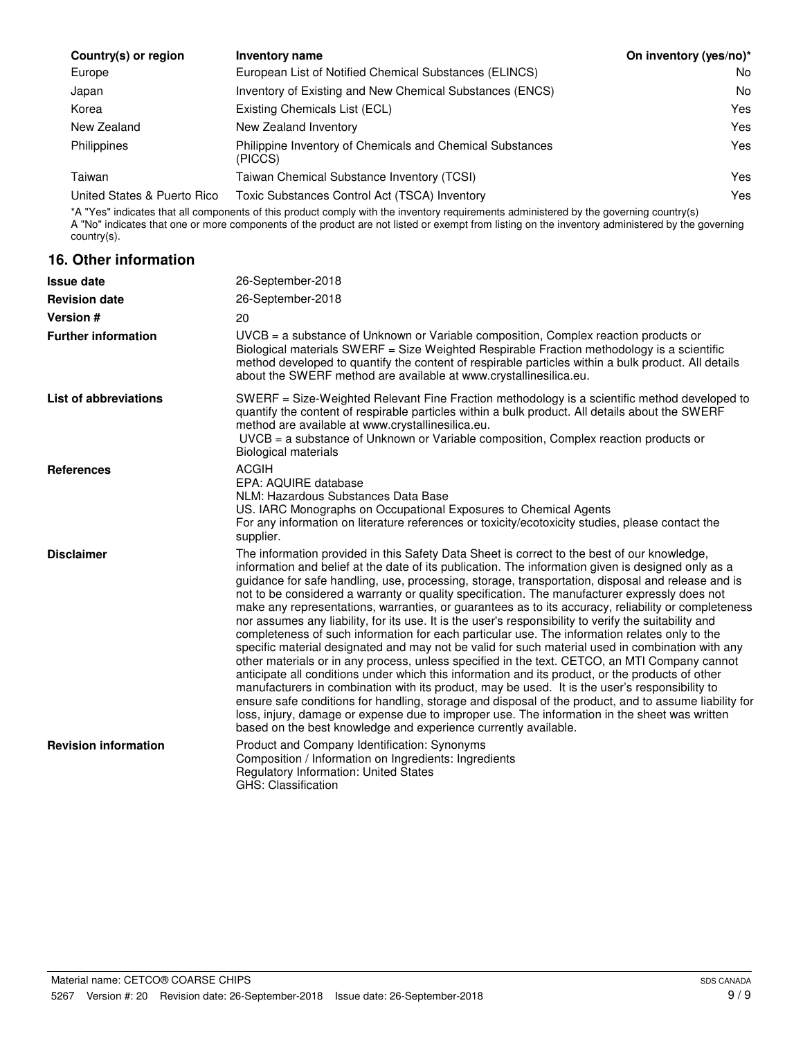| Country(s) or region | Inventory name | On inventory (yes/no)* |
| --- | --- | --- |
| Europe | European List of Notified Chemical Substances (ELINCS) | No |
| Japan | Inventory of Existing and New Chemical Substances (ENCS) | No |
| Korea | Existing Chemicals List (ECL) | Yes |
| New Zealand | New Zealand Inventory | Yes |
| Philippines | Philippine Inventory of Chemicals and Chemical Substances (PICCS) | Yes |
| Taiwan | Taiwan Chemical Substance Inventory (TCSI) | Yes |
| United States & Puerto Rico | Toxic Substances Control Act (TSCA) Inventory | Yes |

*A "Yes" indicates that all components of this product comply with the inventory requirements administered by the governing country(s)
A "No" indicates that one or more components of the product are not listed or exempt from listing on the inventory administered by the governing country(s).

## 16. Other information

**Issue date** 26-September-2018

**Revision date** 26-September-2018

**Version #** 20

**Further information** UVCB = a substance of Unknown or Variable composition, Complex reaction products or Biological materials SWERF = Size Weighted Respirable Fraction methodology is a scientific method developed to quantify the content of respirable particles within a bulk product. All details about the SWERF method are available at www.crystallinesilica.eu.

**List of abbreviations** SWERF = Size-Weighted Relevant Fine Fraction methodology is a scientific method developed to quantify the content of respirable particles within a bulk product. All details about the SWERF method are available at www.crystallinesilica.eu.
UVCB = a substance of Unknown or Variable composition, Complex reaction products or Biological materials

**References**
ACGIH
EPA: AQUIRE database
NLM: Hazardous Substances Data Base
US. IARC Monographs on Occupational Exposures to Chemical Agents
For any information on literature references or toxicity/ecotoxicity studies, please contact the supplier.

**Disclaimer** The information provided in this Safety Data Sheet is correct to the best of our knowledge, information and belief at the date of its publication. The information given is designed only as a guidance for safe handling, use, processing, storage, transportation, disposal and release and is not to be considered a warranty or quality specification. The manufacturer expressly does not make any representations, warranties, or guarantees as to its accuracy, reliability or completeness nor assumes any liability, for its use. It is the user's responsibility to verify the suitability and completeness of such information for each particular use. The information relates only to the specific material designated and may not be valid for such material used in combination with any other materials or in any process, unless specified in the text. CETCO, an MTI Company cannot anticipate all conditions under which this information and its product, or the products of other manufacturers in combination with its product, may be used. It is the user's responsibility to ensure safe conditions for handling, storage and disposal of the product, and to assume liability for loss, injury, damage or expense due to improper use. The information in the sheet was written based on the best knowledge and experience currently available.

**Revision information**
Product and Company Identification: Synonyms
Composition / Information on Ingredients: Ingredients
Regulatory Information: United States
GHS: Classification